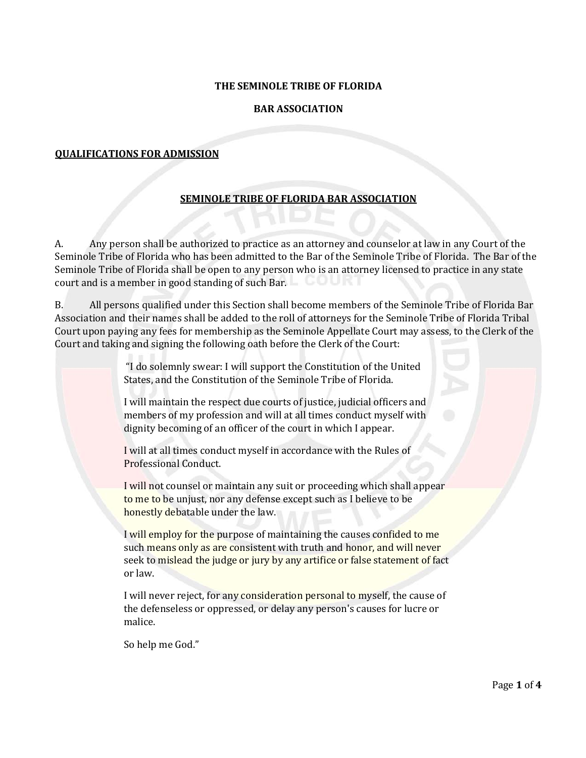**THE SEMINOLE TRIBE OF FLORIDA**

**BAR ASSOCIATION**

**QUALIFICATIONS FOR ADMISSION**

**SEMINOLE TRIBE OF FLORIDA BAR ASSOCIATION**

A. Any person shall be authorized to practice as an attorney and counselor at law in any Court of the Seminole Tribe of Florida who has been admitted to the Bar of the Seminole Tribe of Florida. The Bar of the Seminole Tribe of Florida shall be open to any person who is an attorney licensed to practice in any state court and is a member in good standing of such Bar.

B. All persons qualified under this Section shall become members of the Seminole Tribe of Florida Bar Association and their names shall be added to the roll of attorneys for the Seminole Tribe of Florida Tribal Court upon paying any fees for membership as the Seminole Appellate Court may assess, to the Clerk of the Court and taking and signing the following oath before the Clerk of the Court:

> "I do solemnly swear: I will support the Constitution of the United States, and the Constitution of the Seminole Tribe of Florida.
>
> I will maintain the respect due courts of justice, judicial officers and members of my profession and will at all times conduct myself with dignity becoming of an officer of the court in which I appear.
>
> I will at all times conduct myself in accordance with the Rules of Professional Conduct.
>
> I will not counsel or maintain any suit or proceeding which shall appear to me to be unjust, nor any defense except such as I believe to be honestly debatable under the law.
>
> I will employ for the purpose of maintaining the causes confided to me such means only as are consistent with truth and honor, and will never seek to mislead the judge or jury by any artifice or false statement of fact or law.
>
> I will never reject, for any consideration personal to myself, the cause of the defenseless or oppressed, or delay any person's causes for lucre or malice.
>
> So help me God."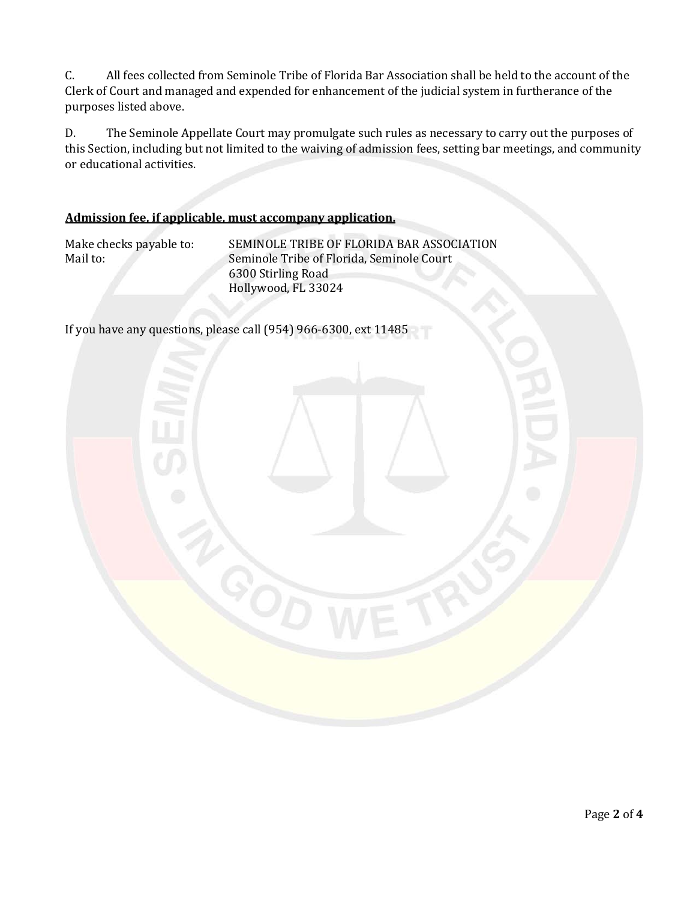C. All fees collected from Seminole Tribe of Florida Bar Association shall be held to the account of the Clerk of Court and managed and expended for enhancement of the judicial system in furtherance of the purposes listed above.

D. The Seminole Appellate Court may promulgate such rules as necessary to carry out the purposes of this Section, including but not limited to the waiving of admission fees, setting bar meetings, and community or educational activities.

**Admission fee, if applicable, must accompany application.**

| | |
|---|---|
| Make checks payable to: | SEMINOLE TRIBE OF FLORIDA BAR ASSOCIATION |
| Mail to: | Seminole Tribe of Florida, Seminole Court<br>6300 Stirling Road<br>Hollywood, FL 33024 |

If you have any questions, please call (954) 966-6300, ext 11485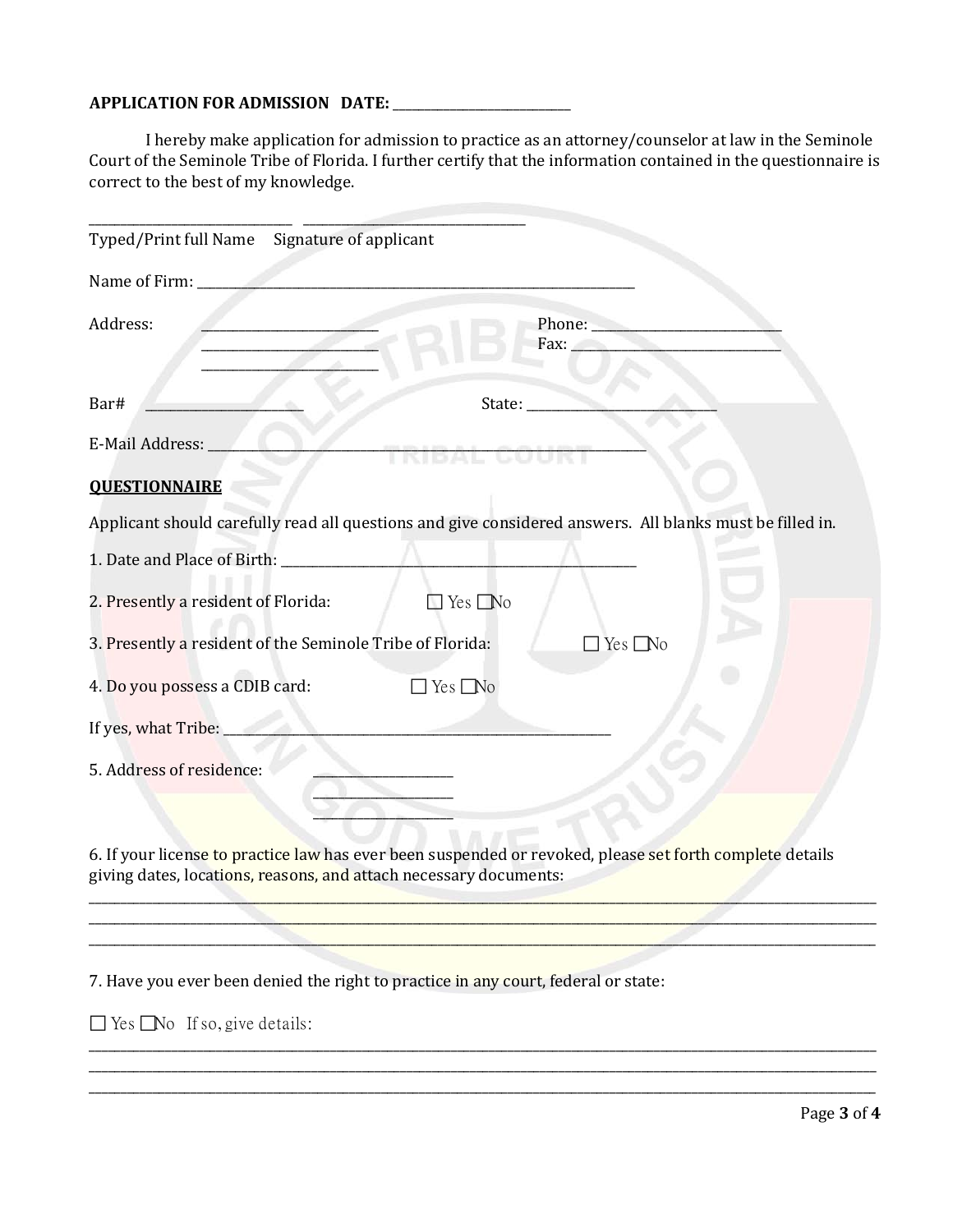**APPLICATION FOR ADMISSION DATE: ___________________________**

I hereby make application for admission to practice as an attorney/counselor at law in the Seminole Court of the Seminole Tribe of Florida. I further certify that the information contained in the questionnaire is correct to the best of my knowledge.

_______________________________ _________________________________
Typed/Print full Name Signature of applicant

Name of Firm: ____________________________________________________________________

Address: ___________________________ Phone: _____________________________
___________________________ Fax: ________________________________
___________________________

Bar# ________________________ State: ____________________________

E-Mail Address: ____________________________________________________________________

**QUESTIONNAIRE**

Applicant should carefully read all questions and give considered answers. All blanks must be filled in.

1. Date and Place of Birth: _______________________________________________________

2. Presently a resident of Florida: ☐ Yes ☐No

3. Presently a resident of the Seminole Tribe of Florida: ☐ Yes ☐No

4. Do you possess a CDIB card: ☐ Yes ☐No

If yes, what Tribe: _____________________________________________________________

5. Address of residence: _____________________
_____________________
_____________________

6. If your license to practice law has ever been suspended or revoked, please set forth complete details giving dates, locations, reasons, and attach necessary documents:

_____________________________________________________________________________________________
_____________________________________________________________________________________________
_____________________________________________________________________________________________

7. Have you ever been denied the right to practice in any court, federal or state:

☐ Yes ☐No If so, give details:

_____________________________________________________________________________________________
_____________________________________________________________________________________________
_____________________________________________________________________________________________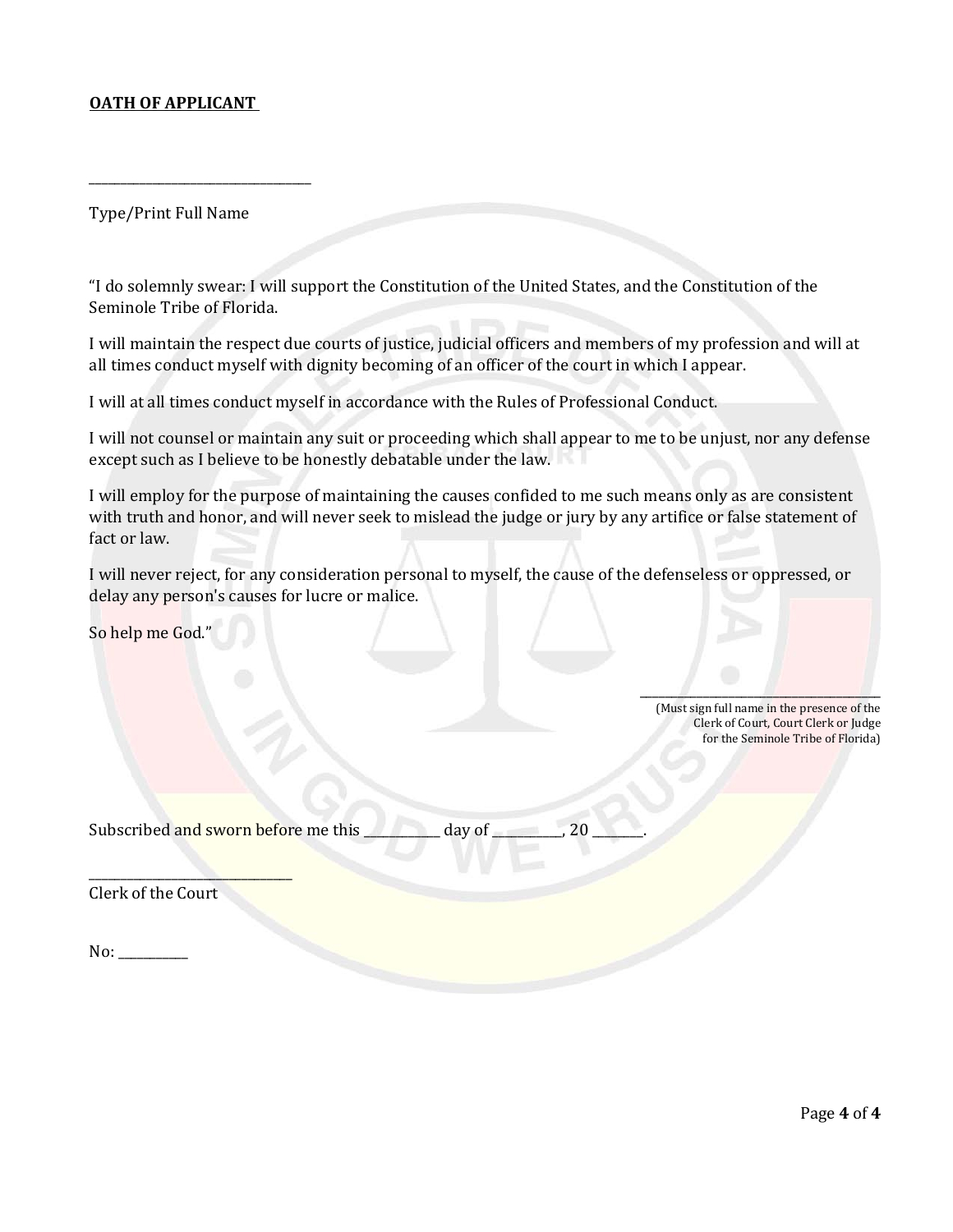**OATH OF APPLICANT**

\_\_\_\_\_\_\_\_\_\_\_\_\_\_\_\_\_\_\_\_\_\_\_\_\_\_\_\_\_\_\_\_\_\_\_\_

Type/Print Full Name

"I do solemnly swear: I will support the Constitution of the United States, and the Constitution of the Seminole Tribe of Florida.

I will maintain the respect due courts of justice, judicial officers and members of my profession and will at all times conduct myself with dignity becoming of an officer of the court in which I appear.

I will at all times conduct myself in accordance with the Rules of Professional Conduct.

I will not counsel or maintain any suit or proceeding which shall appear to me to be unjust, nor any defense except such as I believe to be honestly debatable under the law.

I will employ for the purpose of maintaining the causes confided to me such means only as are consistent with truth and honor, and will never seek to mislead the judge or jury by any artifice or false statement of fact or law.

I will never reject, for any consideration personal to myself, the cause of the defenseless or oppressed, or delay any person's causes for lucre or malice.

So help me God."

\_\_\_\_\_\_\_\_\_\_\_\_\_\_\_\_\_\_\_\_\_\_\_\_\_\_\_\_\_\_\_\_\_\_\_\_\_\_\_\_\_\_
(Must sign full name in the presence of the Clerk of Court, Court Clerk or Judge for the Seminole Tribe of Florida)

Subscribed and sworn before me this \_\_\_\_\_\_\_\_\_\_\_\_ day of \_\_\_\_\_\_\_\_\_\_\_, 20 \_\_\_\_\_\_\_\_.

\_\_\_\_\_\_\_\_\_\_\_\_\_\_\_\_\_\_\_\_\_\_\_\_\_\_\_\_\_\_\_\_\_
Clerk of the Court

No: \_\_\_\_\_\_\_\_\_\_\_